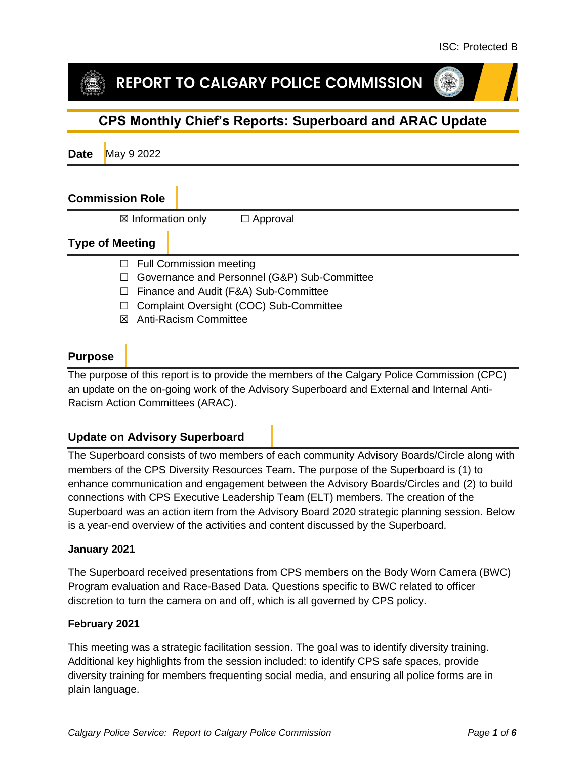ISC: Protected B

# REPORT TO CALGARY POLICE COMMISSION

## CPS Monthly Chief's Reports: Superboard and ARAC Update

**Date** May 9 2022

### Commission Role

☒ Information only ☐ Approval

### Type of Meeting

☐ Full Commission meeting
☐ Governance and Personnel (G&P) Sub-Committee
☐ Finance and Audit (F&A) Sub-Committee
☐ Complaint Oversight (COC) Sub-Committee
☒ Anti-Racism Committee

### Purpose

The purpose of this report is to provide the members of the Calgary Police Commission (CPC) an update on the on-going work of the Advisory Superboard and External and Internal Anti-Racism Action Committees (ARAC).

### Update on Advisory Superboard

The Superboard consists of two members of each community Advisory Boards/Circle along with members of the CPS Diversity Resources Team. The purpose of the Superboard is (1) to enhance communication and engagement between the Advisory Boards/Circles and (2) to build connections with CPS Executive Leadership Team (ELT) members. The creation of the Superboard was an action item from the Advisory Board 2020 strategic planning session. Below is a year-end overview of the activities and content discussed by the Superboard.

**January 2021**

The Superboard received presentations from CPS members on the Body Worn Camera (BWC) Program evaluation and Race-Based Data. Questions specific to BWC related to officer discretion to turn the camera on and off, which is all governed by CPS policy.

**February 2021**

This meeting was a strategic facilitation session. The goal was to identify diversity training. Additional key highlights from the session included: to identify CPS safe spaces, provide diversity training for members frequenting social media, and ensuring all police forms are in plain language.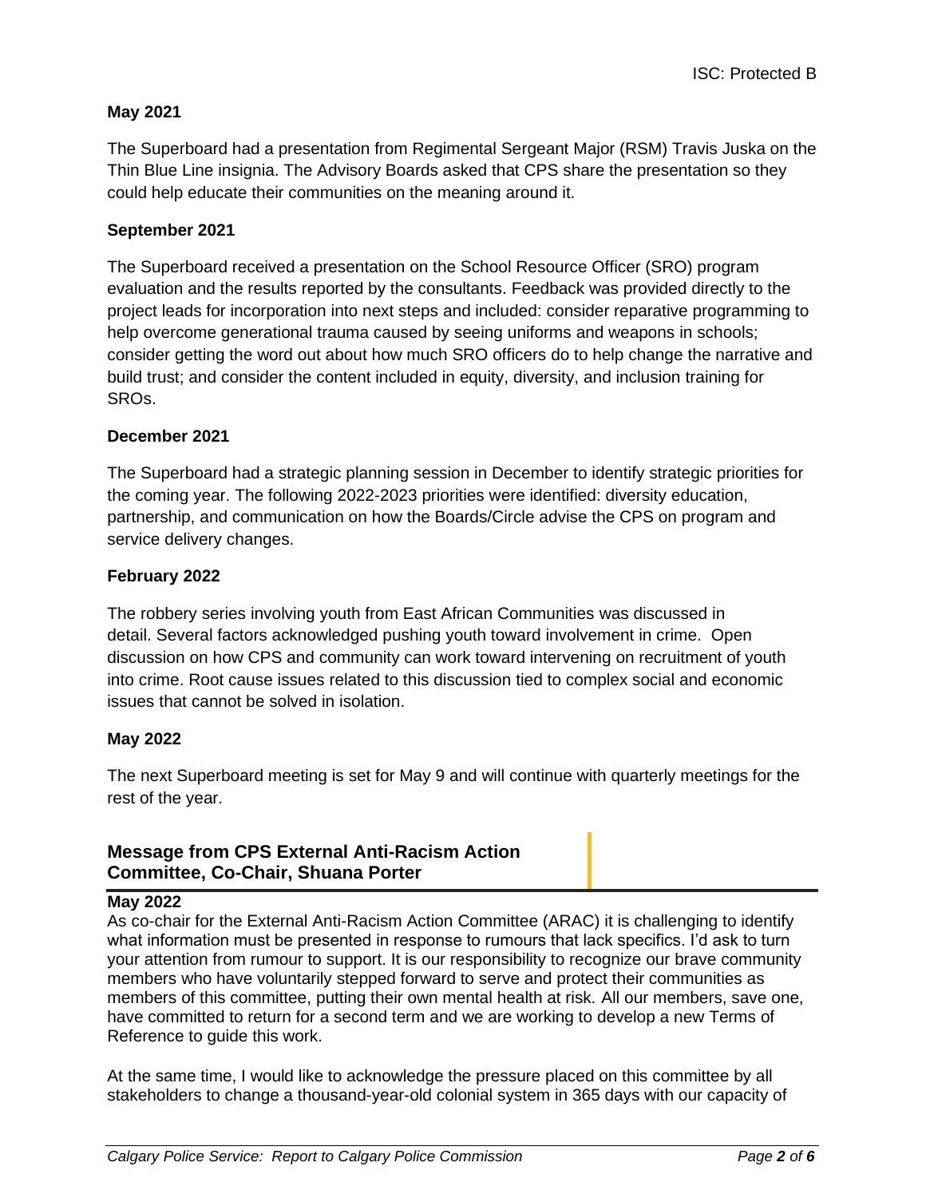**May 2021**

The Superboard had a presentation from Regimental Sergeant Major (RSM) Travis Juska on the Thin Blue Line insignia. The Advisory Boards asked that CPS share the presentation so they could help educate their communities on the meaning around it.

**September 2021**

The Superboard received a presentation on the School Resource Officer (SRO) program evaluation and the results reported by the consultants. Feedback was provided directly to the project leads for incorporation into next steps and included: consider reparative programming to help overcome generational trauma caused by seeing uniforms and weapons in schools; consider getting the word out about how much SRO officers do to help change the narrative and build trust; and consider the content included in equity, diversity, and inclusion training for SROs.

**December 2021**

The Superboard had a strategic planning session in December to identify strategic priorities for the coming year. The following 2022-2023 priorities were identified: diversity education, partnership, and communication on how the Boards/Circle advise the CPS on program and service delivery changes.

**February 2022**

The robbery series involving youth from East African Communities was discussed in detail. Several factors acknowledged pushing youth toward involvement in crime. Open discussion on how CPS and community can work toward intervening on recruitment of youth into crime. Root cause issues related to this discussion tied to complex social and economic issues that cannot be solved in isolation.

**May 2022**

The next Superboard meeting is set for May 9 and will continue with quarterly meetings for the rest of the year.

## Message from CPS External Anti-Racism Action Committee, Co-Chair, Shuana Porter

**May 2022**

As co-chair for the External Anti-Racism Action Committee (ARAC) it is challenging to identify what information must be presented in response to rumours that lack specifics. I'd ask to turn your attention from rumour to support. It is our responsibility to recognize our brave community members who have voluntarily stepped forward to serve and protect their communities as members of this committee, putting their own mental health at risk. All our members, save one, have committed to return for a second term and we are working to develop a new Terms of Reference to guide this work.

At the same time, I would like to acknowledge the pressure placed on this committee by all stakeholders to change a thousand-year-old colonial system in 365 days with our capacity of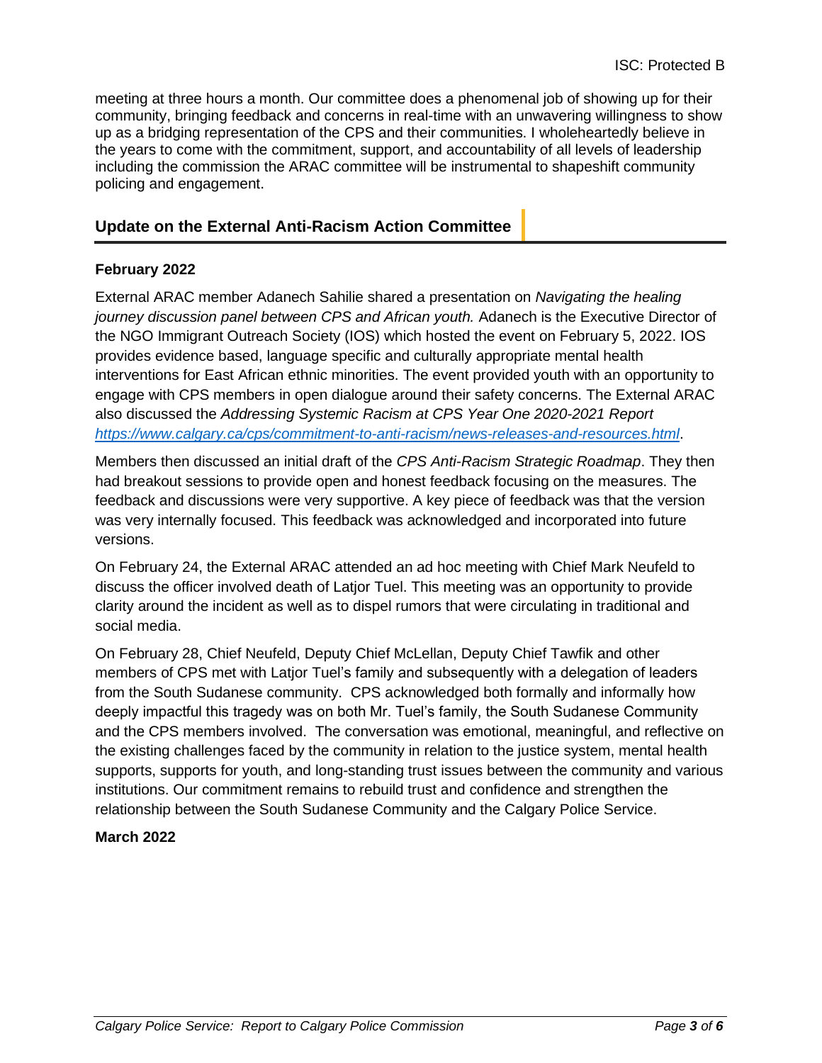meeting at three hours a month. Our committee does a phenomenal job of showing up for their community, bringing feedback and concerns in real-time with an unwavering willingness to show up as a bridging representation of the CPS and their communities. I wholeheartedly believe in the years to come with the commitment, support, and accountability of all levels of leadership including the commission the ARAC committee will be instrumental to shapeshift community policing and engagement.

## Update on the External Anti-Racism Action Committee

**February 2022**

External ARAC member Adanech Sahilie shared a presentation on *Navigating the healing journey discussion panel between CPS and African youth.* Adanech is the Executive Director of the NGO Immigrant Outreach Society (IOS) which hosted the event on February 5, 2022. IOS provides evidence based, language specific and culturally appropriate mental health interventions for East African ethnic minorities. The event provided youth with an opportunity to engage with CPS members in open dialogue around their safety concerns. The External ARAC also discussed the *Addressing Systemic Racism at CPS Year One 2020-2021 Report* [https://www.calgary.ca/cps/commitment-to-anti-racism/news-releases-and-resources.html](https://www.calgary.ca/cps/commitment-to-anti-racism/news-releases-and-resources.html).

Members then discussed an initial draft of the *CPS Anti-Racism Strategic Roadmap*. They then had breakout sessions to provide open and honest feedback focusing on the measures. The feedback and discussions were very supportive. A key piece of feedback was that the version was very internally focused. This feedback was acknowledged and incorporated into future versions.

On February 24, the External ARAC attended an ad hoc meeting with Chief Mark Neufeld to discuss the officer involved death of Latjor Tuel. This meeting was an opportunity to provide clarity around the incident as well as to dispel rumors that were circulating in traditional and social media.

On February 28, Chief Neufeld, Deputy Chief McLellan, Deputy Chief Tawfik and other members of CPS met with Latjor Tuel's family and subsequently with a delegation of leaders from the South Sudanese community. CPS acknowledged both formally and informally how deeply impactful this tragedy was on both Mr. Tuel's family, the South Sudanese Community and the CPS members involved. The conversation was emotional, meaningful, and reflective on the existing challenges faced by the community in relation to the justice system, mental health supports, supports for youth, and long-standing trust issues between the community and various institutions. Our commitment remains to rebuild trust and confidence and strengthen the relationship between the South Sudanese Community and the Calgary Police Service.

**March 2022**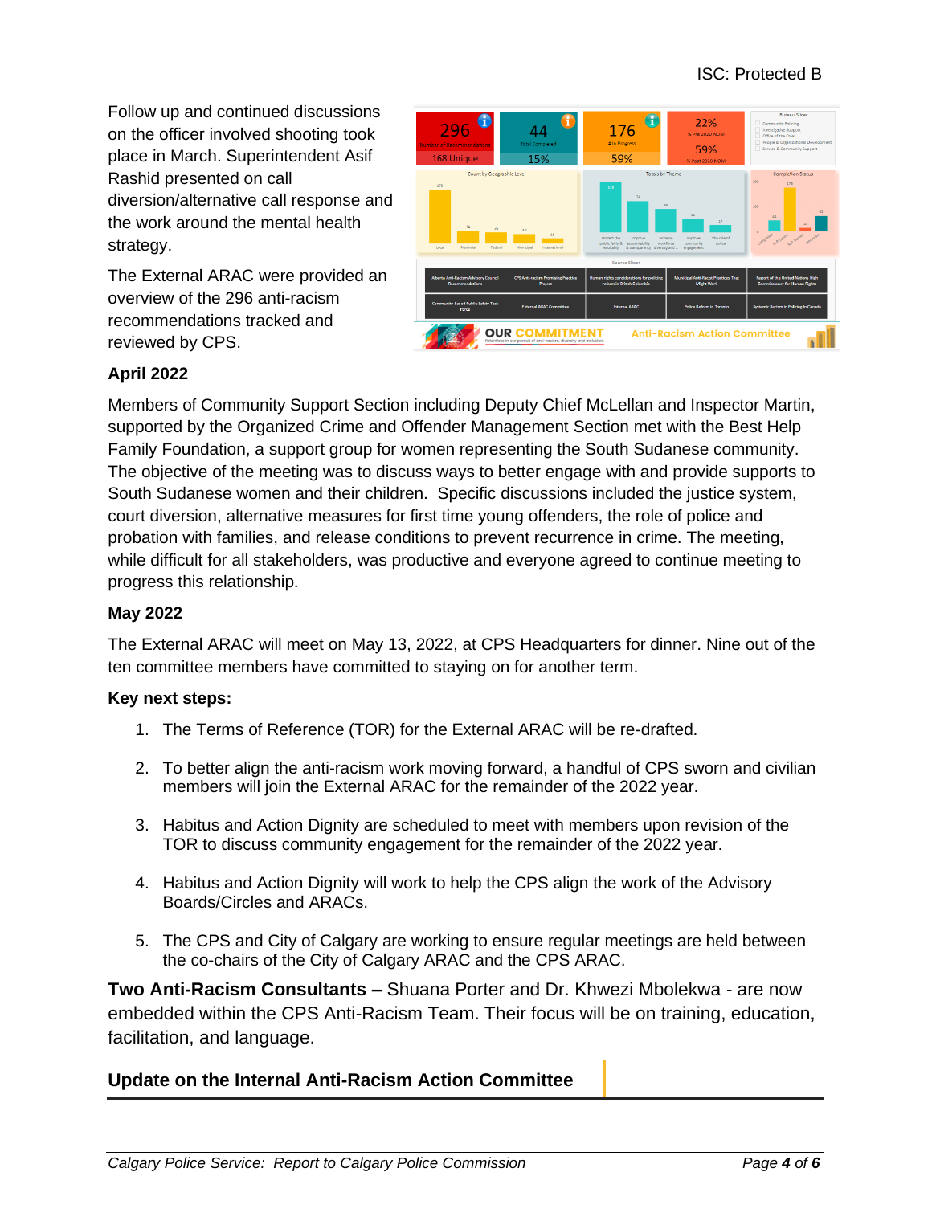Follow up and continued discussions on the officer involved shooting took place in March. Superintendent Asif Rashid presented on call diversion/alternative call response and the work around the mental health strategy.

The External ARAC were provided an overview of the 296 anti-racism recommendations tracked and reviewed by CPS.

**April 2022**

Members of Community Support Section including Deputy Chief McLellan and Inspector Martin, supported by the Organized Crime and Offender Management Section met with the Best Help Family Foundation, a support group for women representing the South Sudanese community. The objective of the meeting was to discuss ways to better engage with and provide supports to South Sudanese women and their children. Specific discussions included the justice system, court diversion, alternative measures for first time young offenders, the role of police and probation with families, and release conditions to prevent recurrence in crime. The meeting, while difficult for all stakeholders, was productive and everyone agreed to continue meeting to progress this relationship.

**May 2022**

The External ARAC will meet on May 13, 2022, at CPS Headquarters for dinner. Nine out of the ten committee members have committed to staying on for another term.

**Key next steps:**

1. The Terms of Reference (TOR) for the External ARAC will be re-drafted.
2. To better align the anti-racism work moving forward, a handful of CPS sworn and civilian members will join the External ARAC for the remainder of the 2022 year.
3. Habitus and Action Dignity are scheduled to meet with members upon revision of the TOR to discuss community engagement for the remainder of the 2022 year.
4. Habitus and Action Dignity will work to help the CPS align the work of the Advisory Boards/Circles and ARACs.
5. The CPS and City of Calgary are working to ensure regular meetings are held between the co-chairs of the City of Calgary ARAC and the CPS ARAC.

**Two Anti-Racism Consultants –** Shuana Porter and Dr. Khwezi Mbolekwa - are now embedded within the CPS Anti-Racism Team. Their focus will be on training, education, facilitation, and language.

## Update on the Internal Anti-Racism Action Committee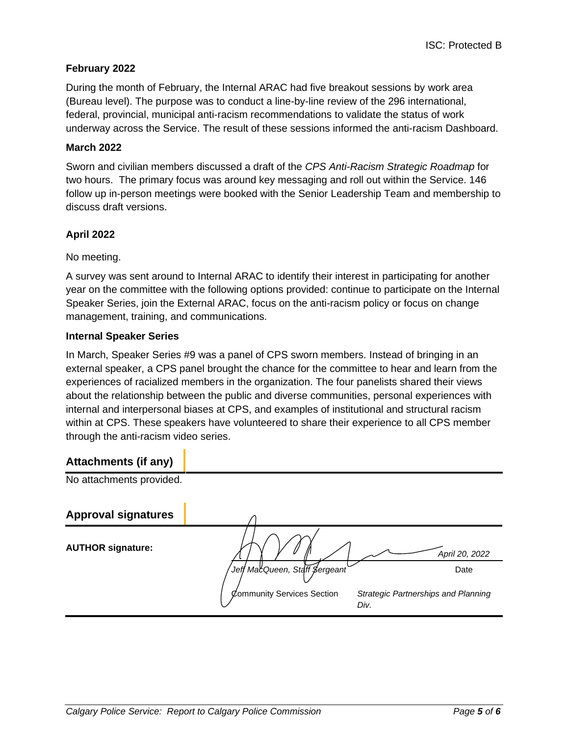ISC: Protected B

**February 2022**

During the month of February, the Internal ARAC had five breakout sessions by work area (Bureau level). The purpose was to conduct a line-by-line review of the 296 international, federal, provincial, municipal anti-racism recommendations to validate the status of work underway across the Service. The result of these sessions informed the anti-racism Dashboard.

**March 2022**

Sworn and civilian members discussed a draft of the *CPS Anti-Racism Strategic Roadmap* for two hours. The primary focus was around key messaging and roll out within the Service. 146 follow up in-person meetings were booked with the Senior Leadership Team and membership to discuss draft versions.

**April 2022**

No meeting.

A survey was sent around to Internal ARAC to identify their interest in participating for another year on the committee with the following options provided: continue to participate on the Internal Speaker Series, join the External ARAC, focus on the anti-racism policy or focus on change management, training, and communications.

**Internal Speaker Series**

In March, Speaker Series #9 was a panel of CPS sworn members. Instead of bringing in an external speaker, a CPS panel brought the chance for the committee to hear and learn from the experiences of racialized members in the organization. The four panelists shared their views about the relationship between the public and diverse communities, personal experiences with internal and interpersonal biases at CPS, and examples of institutional and structural racism within at CPS. These speakers have volunteered to share their experience to all CPS member through the anti-racism video series.

## Attachments (if any)

No attachments provided.

## Approval signatures

**AUTHOR signature:**

*Jeff MacQueen, Staff Sergeant* — *April 20, 2022* (Date)

Community Services Section — *Strategic Partnerships and Planning Div.*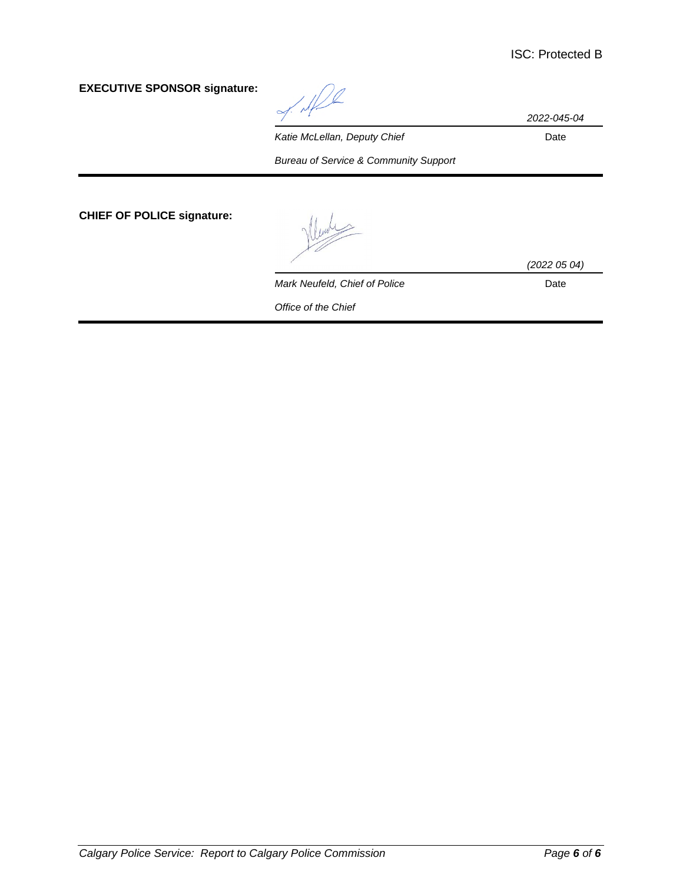ISC: Protected B

**EXECUTIVE SPONSOR signature:**

*2022-045-04*

*Katie McLellan, Deputy Chief* — Date

*Bureau of Service & Community Support*

---

**CHIEF OF POLICE signature:**

*(2022 05 04)*

*Mark Neufeld, Chief of Police* — Date

*Office of the Chief*

---